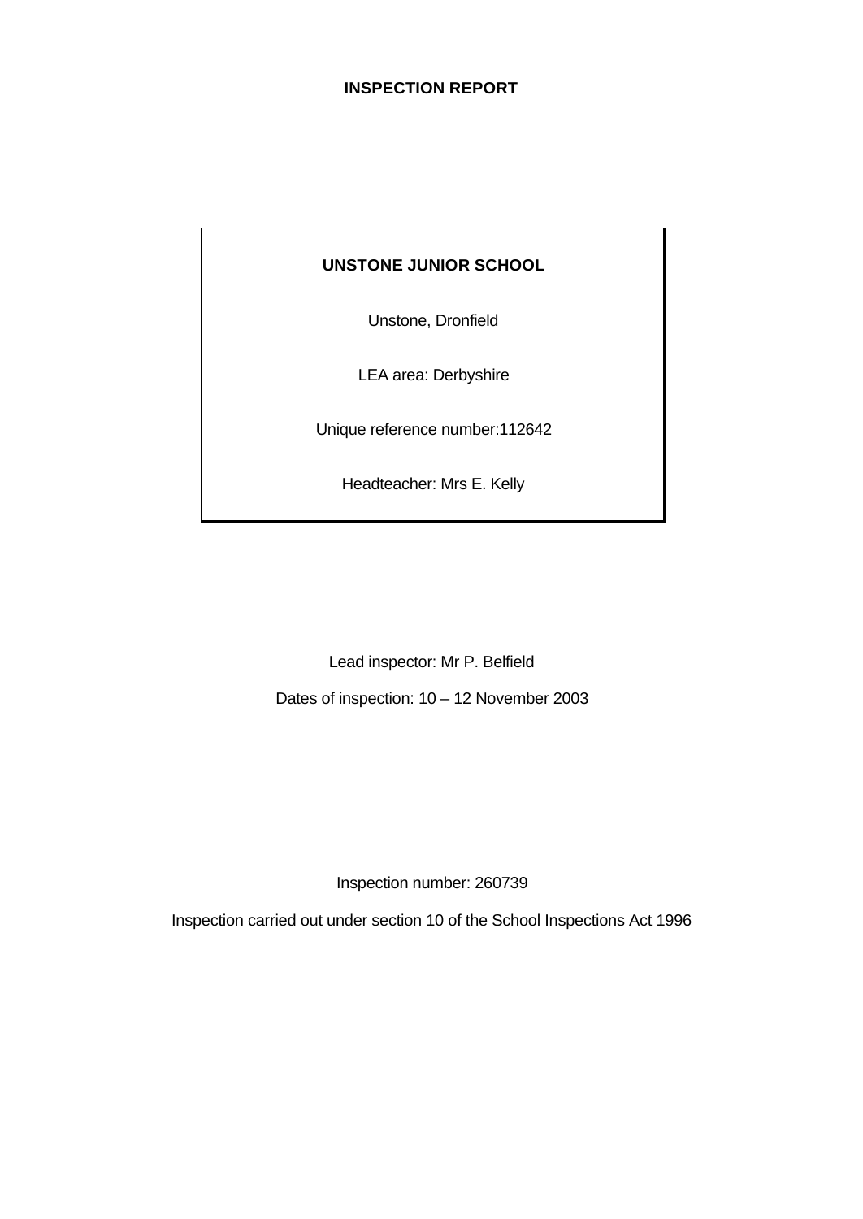# INSPECTION REPORT

**UNSTONE JUNIOR SCHOOL**

Unstone, Dronfield

LEA area: Derbyshire

Unique reference number:112642

Headteacher: Mrs E. Kelly

Lead inspector: Mr P. Belfield

Dates of inspection: 10 – 12 November 2003

Inspection number: 260739

Inspection carried out under section 10 of the School Inspections Act 1996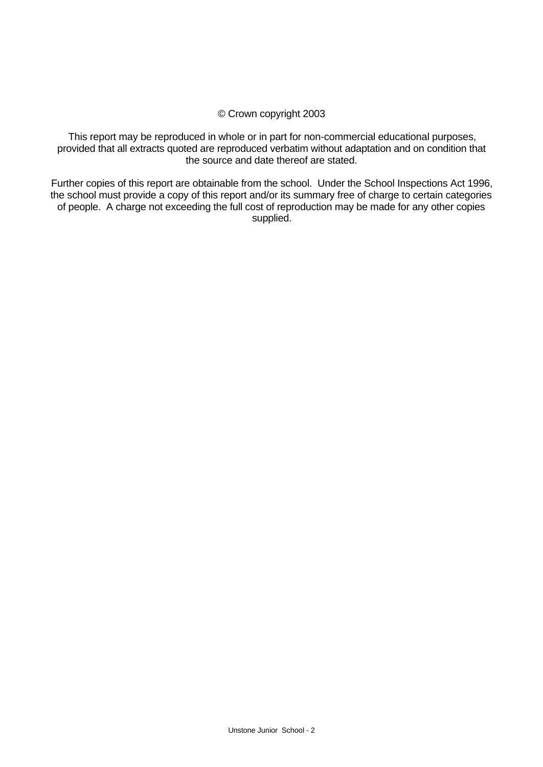© Crown copyright 2003

This report may be reproduced in whole or in part for non-commercial educational purposes, provided that all extracts quoted are reproduced verbatim without adaptation and on condition that the source and date thereof are stated.

Further copies of this report are obtainable from the school. Under the School Inspections Act 1996, the school must provide a copy of this report and/or its summary free of charge to certain categories of people. A charge not exceeding the full cost of reproduction may be made for any other copies supplied.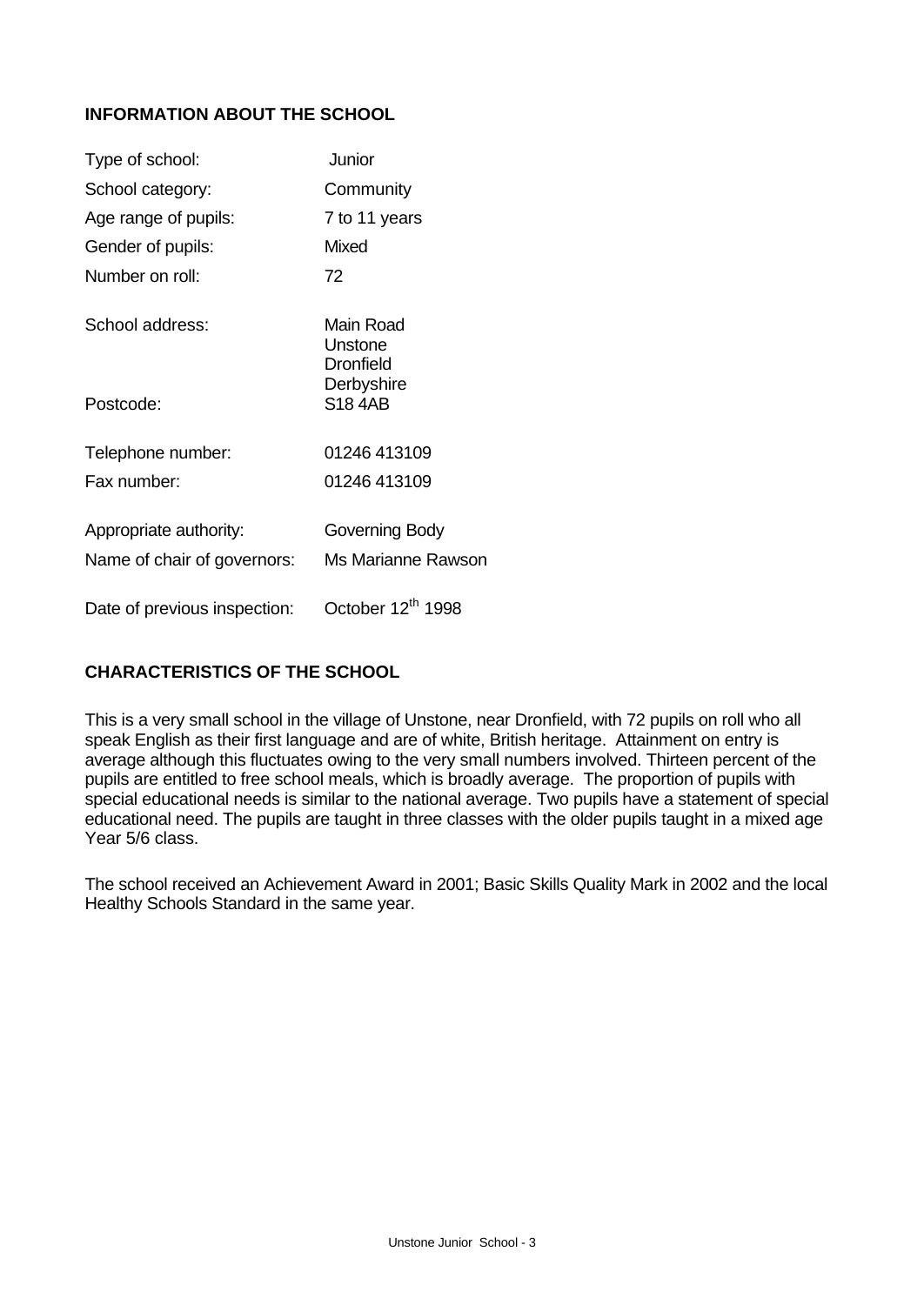## INFORMATION ABOUT THE SCHOOL

| | |
|---|---|
| Type of school: | Junior |
| School category: | Community |
| Age range of pupils: | 7 to 11 years |
| Gender of pupils: | Mixed |
| Number on roll: | 72 |
| School address: | Main Road<br>Unstone<br>Dronfield<br>Derbyshire |
| Postcode: | S18 4AB |
| Telephone number: | 01246 413109 |
| Fax number: | 01246 413109 |
| Appropriate authority: | Governing Body |
| Name of chair of governors: | Ms Marianne Rawson |
| Date of previous inspection: | October 12th 1998 |

## CHARACTERISTICS OF THE SCHOOL

This is a very small school in the village of Unstone, near Dronfield, with 72 pupils on roll who all speak English as their first language and are of white, British heritage. Attainment on entry is average although this fluctuates owing to the very small numbers involved. Thirteen percent of the pupils are entitled to free school meals, which is broadly average. The proportion of pupils with special educational needs is similar to the national average. Two pupils have a statement of special educational need. The pupils are taught in three classes with the older pupils taught in a mixed age Year 5/6 class.

The school received an Achievement Award in 2001; Basic Skills Quality Mark in 2002 and the local Healthy Schools Standard in the same year.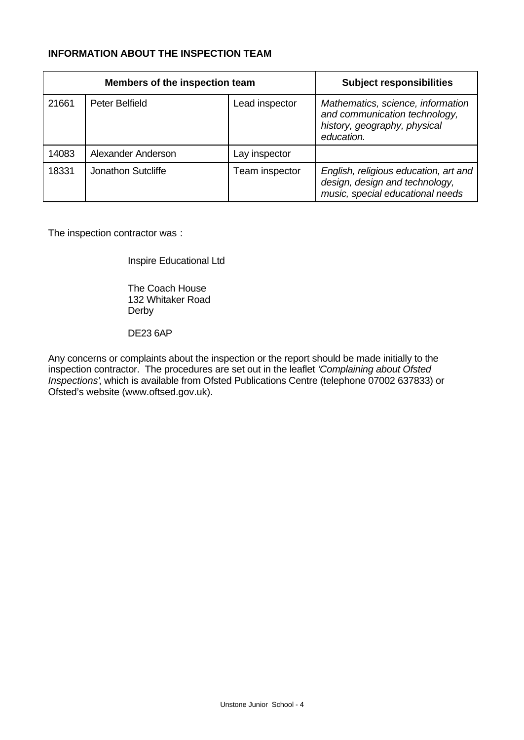**INFORMATION ABOUT THE INSPECTION TEAM**

| Members of the inspection team | | | Subject responsibilities |
|---|---|---|---|
| 21661 | Peter Belfield | Lead inspector | *Mathematics, science, information and communication technology, history, geography, physical education.* |
| 14083 | Alexander Anderson | Lay inspector | |
| 18331 | Jonathon Sutcliffe | Team inspector | *English, religious education, art and design, design and technology, music, special educational needs* |

The inspection contractor was :

Inspire Educational Ltd

The Coach House
132 Whitaker Road
Derby

DE23 6AP

Any concerns or complaints about the inspection or the report should be made initially to the inspection contractor. The procedures are set out in the leaflet *'Complaining about Ofsted Inspections'*, which is available from Ofsted Publications Centre (telephone 07002 637833) or Ofsted's website (www.oftsed.gov.uk).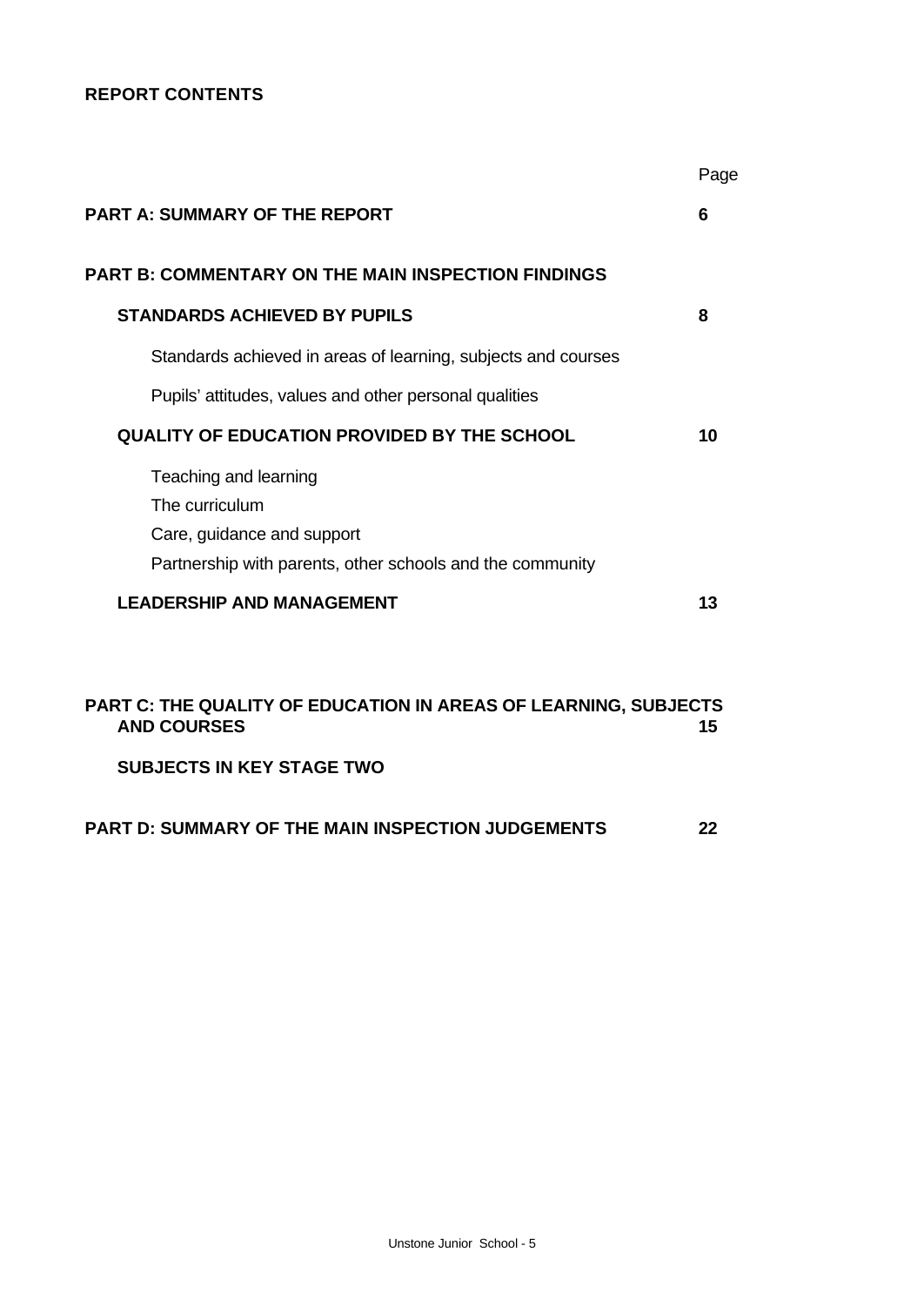**REPORT CONTENTS**

| | Page |
|---|---|
| **PART A: SUMMARY OF THE REPORT** | **6** |
| **PART B: COMMENTARY ON THE MAIN INSPECTION FINDINGS** | |
| **STANDARDS ACHIEVED BY PUPILS** | **8** |
| Standards achieved in areas of learning, subjects and courses | |
| Pupils' attitudes, values and other personal qualities | |
| **QUALITY OF EDUCATION PROVIDED BY THE SCHOOL** | **10** |
| Teaching and learning<br>The curriculum<br>Care, guidance and support<br>Partnership with parents, other schools and the community | |
| **LEADERSHIP AND MANAGEMENT** | **13** |
| **PART C: THE QUALITY OF EDUCATION IN AREAS OF LEARNING, SUBJECTS AND COURSES** | **15** |
| **SUBJECTS IN KEY STAGE TWO** | |
| **PART D: SUMMARY OF THE MAIN INSPECTION JUDGEMENTS** | **22** |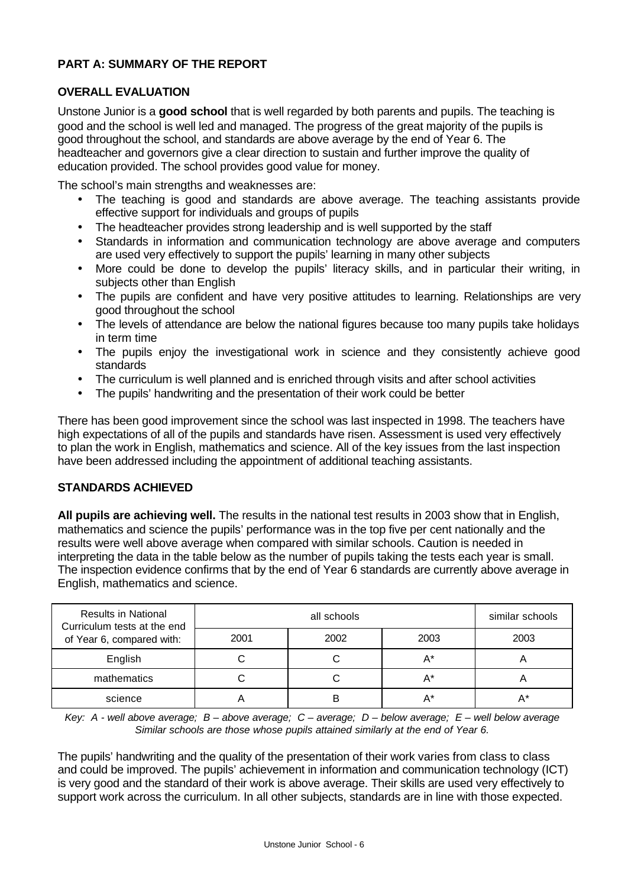## PART A: SUMMARY OF THE REPORT

### OVERALL EVALUATION

Unstone Junior is a **good school** that is well regarded by both parents and pupils. The teaching is good and the school is well led and managed. The progress of the great majority of the pupils is good throughout the school, and standards are above average by the end of Year 6. The headteacher and governors give a clear direction to sustain and further improve the quality of education provided. The school provides good value for money.

The school's main strengths and weaknesses are:

- The teaching is good and standards are above average. The teaching assistants provide effective support for individuals and groups of pupils
- The headteacher provides strong leadership and is well supported by the staff
- Standards in information and communication technology are above average and computers are used very effectively to support the pupils' learning in many other subjects
- More could be done to develop the pupils' literacy skills, and in particular their writing, in subjects other than English
- The pupils are confident and have very positive attitudes to learning. Relationships are very good throughout the school
- The levels of attendance are below the national figures because too many pupils take holidays in term time
- The pupils enjoy the investigational work in science and they consistently achieve good standards
- The curriculum is well planned and is enriched through visits and after school activities
- The pupils' handwriting and the presentation of their work could be better

There has been good improvement since the school was last inspected in 1998. The teachers have high expectations of all of the pupils and standards have risen. Assessment is used very effectively to plan the work in English, mathematics and science. All of the key issues from the last inspection have been addressed including the appointment of additional teaching assistants.

### STANDARDS ACHIEVED

**All pupils are achieving well.** The results in the national test results in 2003 show that in English, mathematics and science the pupils' performance was in the top five per cent nationally and the results were well above average when compared with similar schools. Caution is needed in interpreting the data in the table below as the number of pupils taking the tests each year is small. The inspection evidence confirms that by the end of Year 6 standards are currently above average in English, mathematics and science.

| Results in National Curriculum tests at the end of Year 6, compared with: | all schools | | | similar schools |
|---|---|---|---|---|
| | 2001 | 2002 | 2003 | 2003 |
| English | C | C | A* | A |
| mathematics | C | C | A* | A |
| science | A | B | A* | A* |

*Key: A - well above average; B – above average; C – average; D – below average; E – well below average*
*Similar schools are those whose pupils attained similarly at the end of Year 6.*

The pupils' handwriting and the quality of the presentation of their work varies from class to class and could be improved. The pupils' achievement in information and communication technology (ICT) is very good and the standard of their work is above average. Their skills are used very effectively to support work across the curriculum. In all other subjects, standards are in line with those expected.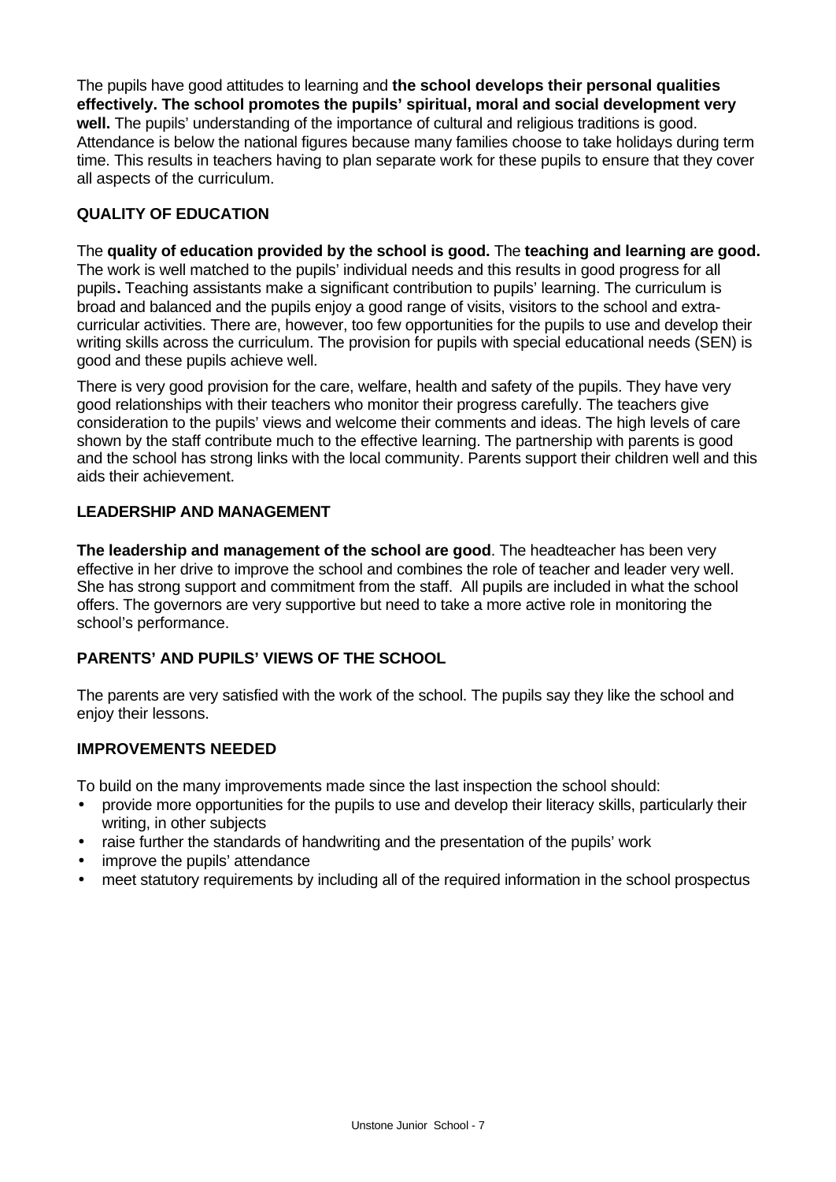The pupils have good attitudes to learning and **the school develops their personal qualities effectively. The school promotes the pupils' spiritual, moral and social development very well.** The pupils' understanding of the importance of cultural and religious traditions is good. Attendance is below the national figures because many families choose to take holidays during term time. This results in teachers having to plan separate work for these pupils to ensure that they cover all aspects of the curriculum.

## QUALITY OF EDUCATION

The **quality of education provided by the school is good.** The **teaching and learning are good.** The work is well matched to the pupils' individual needs and this results in good progress for all pupils**.** Teaching assistants make a significant contribution to pupils' learning. The curriculum is broad and balanced and the pupils enjoy a good range of visits, visitors to the school and extra-curricular activities. There are, however, too few opportunities for the pupils to use and develop their writing skills across the curriculum. The provision for pupils with special educational needs (SEN) is good and these pupils achieve well.

There is very good provision for the care, welfare, health and safety of the pupils. They have very good relationships with their teachers who monitor their progress carefully. The teachers give consideration to the pupils' views and welcome their comments and ideas. The high levels of care shown by the staff contribute much to the effective learning. The partnership with parents is good and the school has strong links with the local community. Parents support their children well and this aids their achievement.

## LEADERSHIP AND MANAGEMENT

**The leadership and management of the school are good**. The headteacher has been very effective in her drive to improve the school and combines the role of teacher and leader very well. She has strong support and commitment from the staff. All pupils are included in what the school offers. The governors are very supportive but need to take a more active role in monitoring the school's performance.

## PARENTS' AND PUPILS' VIEWS OF THE SCHOOL

The parents are very satisfied with the work of the school. The pupils say they like the school and enjoy their lessons.

## IMPROVEMENTS NEEDED

To build on the many improvements made since the last inspection the school should:

- provide more opportunities for the pupils to use and develop their literacy skills, particularly their writing, in other subjects
- raise further the standards of handwriting and the presentation of the pupils' work
- improve the pupils' attendance
- meet statutory requirements by including all of the required information in the school prospectus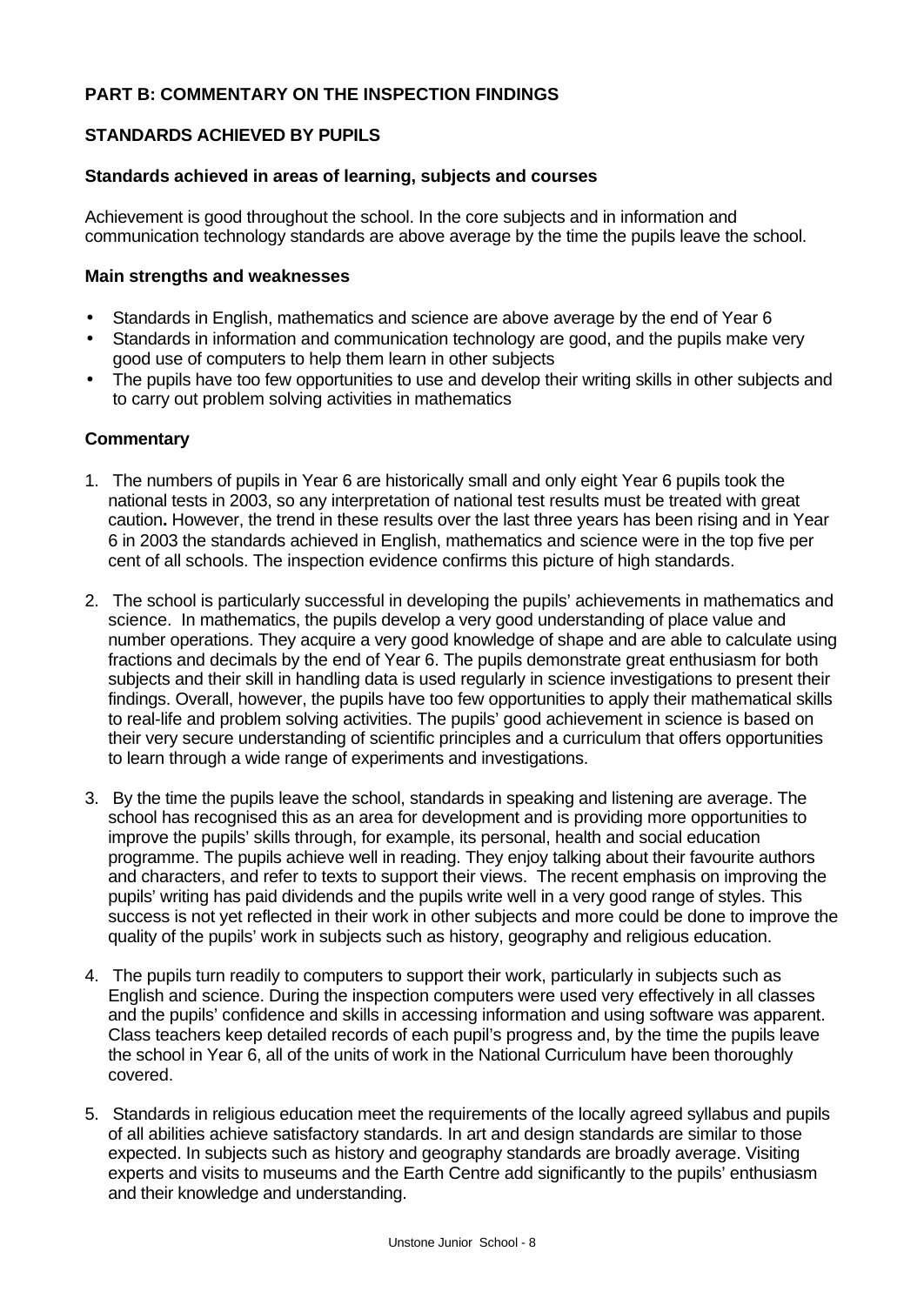## PART B: COMMENTARY ON THE INSPECTION FINDINGS

### STANDARDS ACHIEVED BY PUPILS

#### Standards achieved in areas of learning, subjects and courses

Achievement is good throughout the school. In the core subjects and in information and communication technology standards are above average by the time the pupils leave the school.

#### Main strengths and weaknesses

- Standards in English, mathematics and science are above average by the end of Year 6
- Standards in information and communication technology are good, and the pupils make very good use of computers to help them learn in other subjects
- The pupils have too few opportunities to use and develop their writing skills in other subjects and to carry out problem solving activities in mathematics

#### Commentary

1. The numbers of pupils in Year 6 are historically small and only eight Year 6 pupils took the national tests in 2003, so any interpretation of national test results must be treated with great caution**.** However, the trend in these results over the last three years has been rising and in Year 6 in 2003 the standards achieved in English, mathematics and science were in the top five per cent of all schools. The inspection evidence confirms this picture of high standards.

2. The school is particularly successful in developing the pupils' achievements in mathematics and science. In mathematics, the pupils develop a very good understanding of place value and number operations. They acquire a very good knowledge of shape and are able to calculate using fractions and decimals by the end of Year 6. The pupils demonstrate great enthusiasm for both subjects and their skill in handling data is used regularly in science investigations to present their findings. Overall, however, the pupils have too few opportunities to apply their mathematical skills to real-life and problem solving activities. The pupils' good achievement in science is based on their very secure understanding of scientific principles and a curriculum that offers opportunities to learn through a wide range of experiments and investigations.

3. By the time the pupils leave the school, standards in speaking and listening are average. The school has recognised this as an area for development and is providing more opportunities to improve the pupils' skills through, for example, its personal, health and social education programme. The pupils achieve well in reading. They enjoy talking about their favourite authors and characters, and refer to texts to support their views. The recent emphasis on improving the pupils' writing has paid dividends and the pupils write well in a very good range of styles. This success is not yet reflected in their work in other subjects and more could be done to improve the quality of the pupils' work in subjects such as history, geography and religious education.

4. The pupils turn readily to computers to support their work, particularly in subjects such as English and science. During the inspection computers were used very effectively in all classes and the pupils' confidence and skills in accessing information and using software was apparent. Class teachers keep detailed records of each pupil's progress and, by the time the pupils leave the school in Year 6, all of the units of work in the National Curriculum have been thoroughly covered.

5. Standards in religious education meet the requirements of the locally agreed syllabus and pupils of all abilities achieve satisfactory standards. In art and design standards are similar to those expected. In subjects such as history and geography standards are broadly average. Visiting experts and visits to museums and the Earth Centre add significantly to the pupils' enthusiasm and their knowledge and understanding.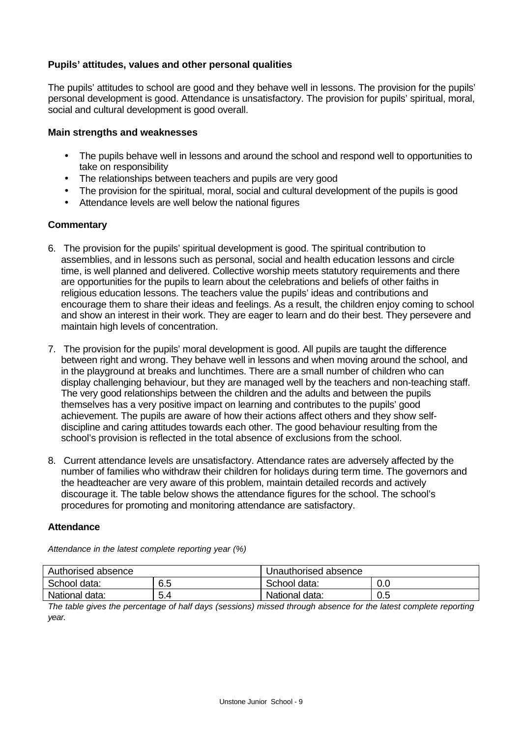**Pupils' attitudes, values and other personal qualities**

The pupils' attitudes to school are good and they behave well in lessons. The provision for the pupils' personal development is good. Attendance is unsatisfactory. The provision for pupils' spiritual, moral, social and cultural development is good overall.

**Main strengths and weaknesses**

- The pupils behave well in lessons and around the school and respond well to opportunities to take on responsibility
- The relationships between teachers and pupils are very good
- The provision for the spiritual, moral, social and cultural development of the pupils is good
- Attendance levels are well below the national figures

**Commentary**

6. The provision for the pupils' spiritual development is good. The spiritual contribution to assemblies, and in lessons such as personal, social and health education lessons and circle time, is well planned and delivered. Collective worship meets statutory requirements and there are opportunities for the pupils to learn about the celebrations and beliefs of other faiths in religious education lessons. The teachers value the pupils' ideas and contributions and encourage them to share their ideas and feelings. As a result, the children enjoy coming to school and show an interest in their work. They are eager to learn and do their best. They persevere and maintain high levels of concentration.

7. The provision for the pupils' moral development is good. All pupils are taught the difference between right and wrong. They behave well in lessons and when moving around the school, and in the playground at breaks and lunchtimes. There are a small number of children who can display challenging behaviour, but they are managed well by the teachers and non-teaching staff. The very good relationships between the children and the adults and between the pupils themselves has a very positive impact on learning and contributes to the pupils' good achievement. The pupils are aware of how their actions affect others and they show self-discipline and caring attitudes towards each other. The good behaviour resulting from the school's provision is reflected in the total absence of exclusions from the school.

8. Current attendance levels are unsatisfactory. Attendance rates are adversely affected by the number of families who withdraw their children for holidays during term time. The governors and the headteacher are very aware of this problem, maintain detailed records and actively discourage it. The table below shows the attendance figures for the school. The school's procedures for promoting and monitoring attendance are satisfactory.

**Attendance**

*Attendance in the latest complete reporting year (%)*

| Authorised absence | | Unauthorised absence | |
|---|---|---|---|
| School data: | 6.5 | School data: | 0.0 |
| National data: | 5.4 | National data: | 0.5 |

*The table gives the percentage of half days (sessions) missed through absence for the latest complete reporting year.*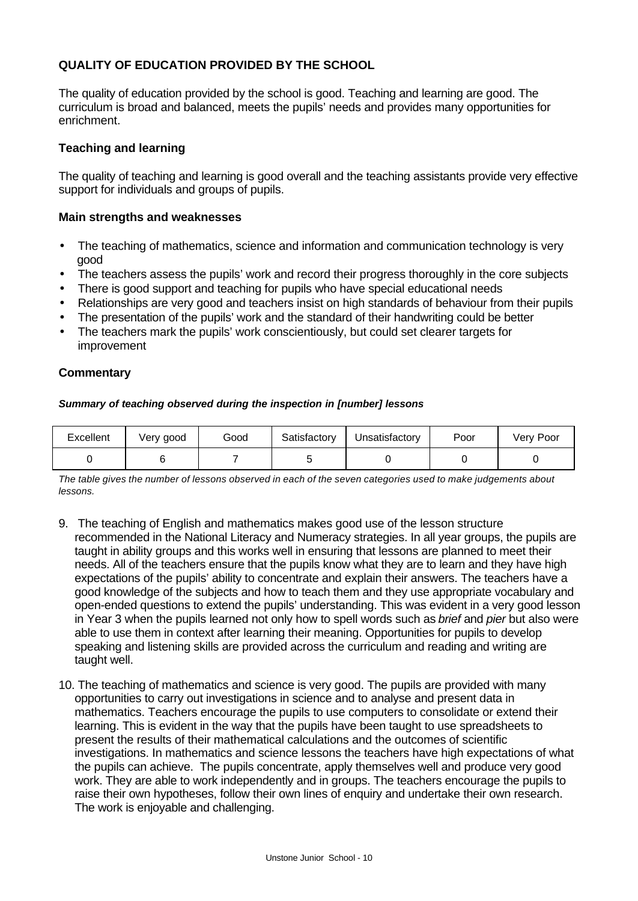## QUALITY OF EDUCATION PROVIDED BY THE SCHOOL

The quality of education provided by the school is good. Teaching and learning are good. The curriculum is broad and balanced, meets the pupils' needs and provides many opportunities for enrichment.

### Teaching and learning

The quality of teaching and learning is good overall and the teaching assistants provide very effective support for individuals and groups of pupils.

### Main strengths and weaknesses

- The teaching of mathematics, science and information and communication technology is very good
- The teachers assess the pupils' work and record their progress thoroughly in the core subjects
- There is good support and teaching for pupils who have special educational needs
- Relationships are very good and teachers insist on high standards of behaviour from their pupils
- The presentation of the pupils' work and the standard of their handwriting could be better
- The teachers mark the pupils' work conscientiously, but could set clearer targets for improvement

### Commentary

***Summary of teaching observed during the inspection in [number] lessons***

| Excellent | Very good | Good | Satisfactory | Unsatisfactory | Poor | Very Poor |
|---|---|---|---|---|---|---|
| 0 | 6 | 7 | 5 | 0 | 0 | 0 |

*The table gives the number of lessons observed in each of the seven categories used to make judgements about lessons.*

9. The teaching of English and mathematics makes good use of the lesson structure recommended in the National Literacy and Numeracy strategies. In all year groups, the pupils are taught in ability groups and this works well in ensuring that lessons are planned to meet their needs. All of the teachers ensure that the pupils know what they are to learn and they have high expectations of the pupils' ability to concentrate and explain their answers. The teachers have a good knowledge of the subjects and how to teach them and they use appropriate vocabulary and open-ended questions to extend the pupils' understanding. This was evident in a very good lesson in Year 3 when the pupils learned not only how to spell words such as *brief* and *pier* but also were able to use them in context after learning their meaning. Opportunities for pupils to develop speaking and listening skills are provided across the curriculum and reading and writing are taught well.

10. The teaching of mathematics and science is very good. The pupils are provided with many opportunities to carry out investigations in science and to analyse and present data in mathematics. Teachers encourage the pupils to use computers to consolidate or extend their learning. This is evident in the way that the pupils have been taught to use spreadsheets to present the results of their mathematical calculations and the outcomes of scientific investigations. In mathematics and science lessons the teachers have high expectations of what the pupils can achieve. The pupils concentrate, apply themselves well and produce very good work. They are able to work independently and in groups. The teachers encourage the pupils to raise their own hypotheses, follow their own lines of enquiry and undertake their own research. The work is enjoyable and challenging.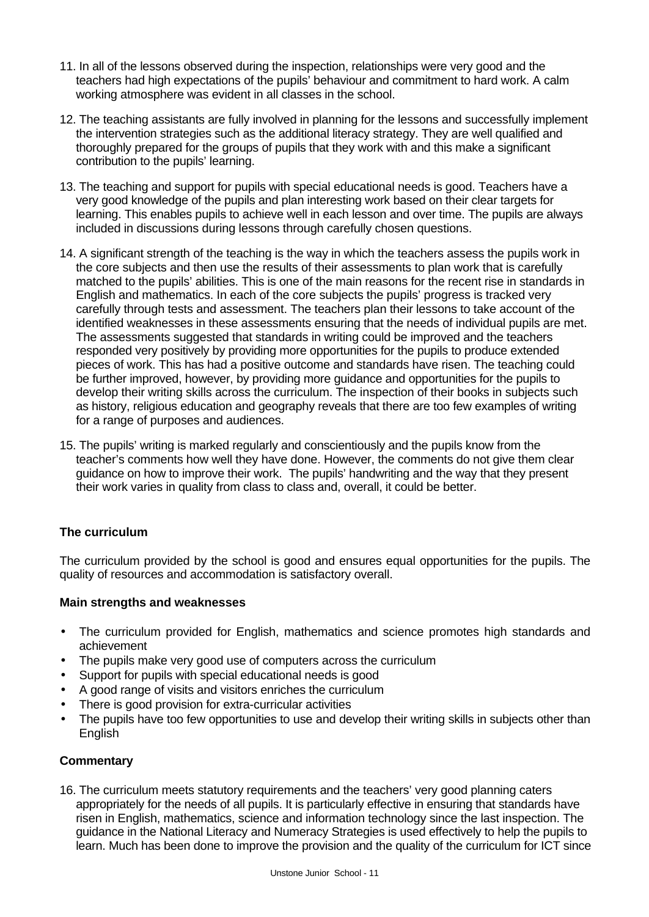11. In all of the lessons observed during the inspection, relationships were very good and the teachers had high expectations of the pupils' behaviour and commitment to hard work. A calm working atmosphere was evident in all classes in the school.

12. The teaching assistants are fully involved in planning for the lessons and successfully implement the intervention strategies such as the additional literacy strategy. They are well qualified and thoroughly prepared for the groups of pupils that they work with and this make a significant contribution to the pupils' learning.

13. The teaching and support for pupils with special educational needs is good. Teachers have a very good knowledge of the pupils and plan interesting work based on their clear targets for learning. This enables pupils to achieve well in each lesson and over time. The pupils are always included in discussions during lessons through carefully chosen questions.

14. A significant strength of the teaching is the way in which the teachers assess the pupils work in the core subjects and then use the results of their assessments to plan work that is carefully matched to the pupils' abilities. This is one of the main reasons for the recent rise in standards in English and mathematics. In each of the core subjects the pupils' progress is tracked very carefully through tests and assessment. The teachers plan their lessons to take account of the identified weaknesses in these assessments ensuring that the needs of individual pupils are met. The assessments suggested that standards in writing could be improved and the teachers responded very positively by providing more opportunities for the pupils to produce extended pieces of work. This has had a positive outcome and standards have risen. The teaching could be further improved, however, by providing more guidance and opportunities for the pupils to develop their writing skills across the curriculum. The inspection of their books in subjects such as history, religious education and geography reveals that there are too few examples of writing for a range of purposes and audiences.

15. The pupils' writing is marked regularly and conscientiously and the pupils know from the teacher's comments how well they have done. However, the comments do not give them clear guidance on how to improve their work. The pupils' handwriting and the way that they present their work varies in quality from class to class and, overall, it could be better.

### The curriculum

The curriculum provided by the school is good and ensures equal opportunities for the pupils. The quality of resources and accommodation is satisfactory overall.

#### Main strengths and weaknesses

- The curriculum provided for English, mathematics and science promotes high standards and achievement
- The pupils make very good use of computers across the curriculum
- Support for pupils with special educational needs is good
- A good range of visits and visitors enriches the curriculum
- There is good provision for extra-curricular activities
- The pupils have too few opportunities to use and develop their writing skills in subjects other than English

#### Commentary

16. The curriculum meets statutory requirements and the teachers' very good planning caters appropriately for the needs of all pupils. It is particularly effective in ensuring that standards have risen in English, mathematics, science and information technology since the last inspection. The guidance in the National Literacy and Numeracy Strategies is used effectively to help the pupils to learn. Much has been done to improve the provision and the quality of the curriculum for ICT since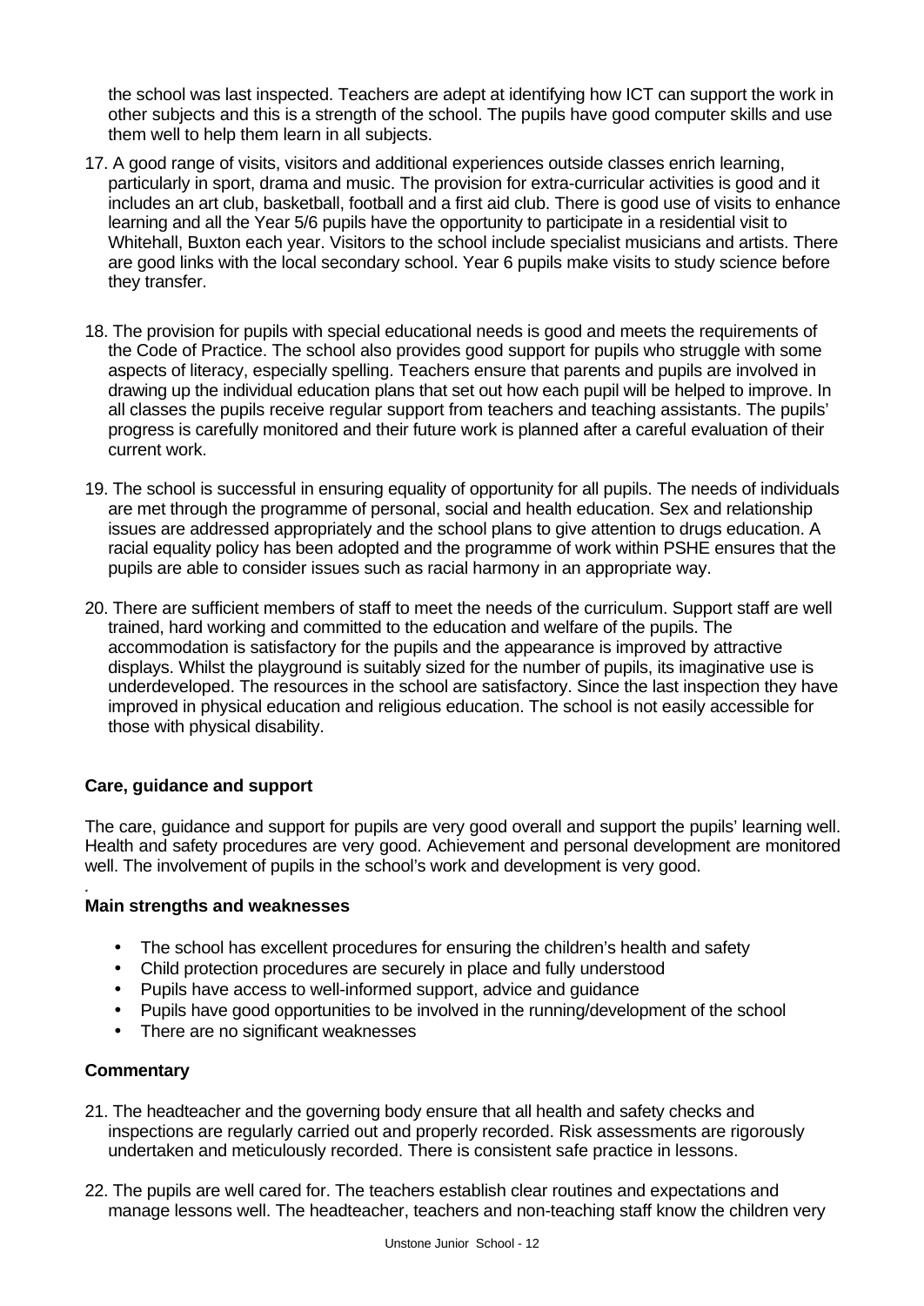the school was last inspected. Teachers are adept at identifying how ICT can support the work in other subjects and this is a strength of the school. The pupils have good computer skills and use them well to help them learn in all subjects.

17. A good range of visits, visitors and additional experiences outside classes enrich learning, particularly in sport, drama and music. The provision for extra-curricular activities is good and it includes an art club, basketball, football and a first aid club. There is good use of visits to enhance learning and all the Year 5/6 pupils have the opportunity to participate in a residential visit to Whitehall, Buxton each year. Visitors to the school include specialist musicians and artists. There are good links with the local secondary school. Year 6 pupils make visits to study science before they transfer.

18. The provision for pupils with special educational needs is good and meets the requirements of the Code of Practice. The school also provides good support for pupils who struggle with some aspects of literacy, especially spelling. Teachers ensure that parents and pupils are involved in drawing up the individual education plans that set out how each pupil will be helped to improve. In all classes the pupils receive regular support from teachers and teaching assistants. The pupils' progress is carefully monitored and their future work is planned after a careful evaluation of their current work.

19. The school is successful in ensuring equality of opportunity for all pupils. The needs of individuals are met through the programme of personal, social and health education. Sex and relationship issues are addressed appropriately and the school plans to give attention to drugs education. A racial equality policy has been adopted and the programme of work within PSHE ensures that the pupils are able to consider issues such as racial harmony in an appropriate way.

20. There are sufficient members of staff to meet the needs of the curriculum. Support staff are well trained, hard working and committed to the education and welfare of the pupils. The accommodation is satisfactory for the pupils and the appearance is improved by attractive displays. Whilst the playground is suitably sized for the number of pupils, its imaginative use is underdeveloped. The resources in the school are satisfactory. Since the last inspection they have improved in physical education and religious education. The school is not easily accessible for those with physical disability.

**Care, guidance and support**

The care, guidance and support for pupils are very good overall and support the pupils' learning well. Health and safety procedures are very good. Achievement and personal development are monitored well. The involvement of pupils in the school's work and development is very good.

**Main strengths and weaknesses**

- The school has excellent procedures for ensuring the children's health and safety
- Child protection procedures are securely in place and fully understood
- Pupils have access to well-informed support, advice and guidance
- Pupils have good opportunities to be involved in the running/development of the school
- There are no significant weaknesses

**Commentary**

21. The headteacher and the governing body ensure that all health and safety checks and inspections are regularly carried out and properly recorded. Risk assessments are rigorously undertaken and meticulously recorded. There is consistent safe practice in lessons.

22. The pupils are well cared for. The teachers establish clear routines and expectations and manage lessons well. The headteacher, teachers and non-teaching staff know the children very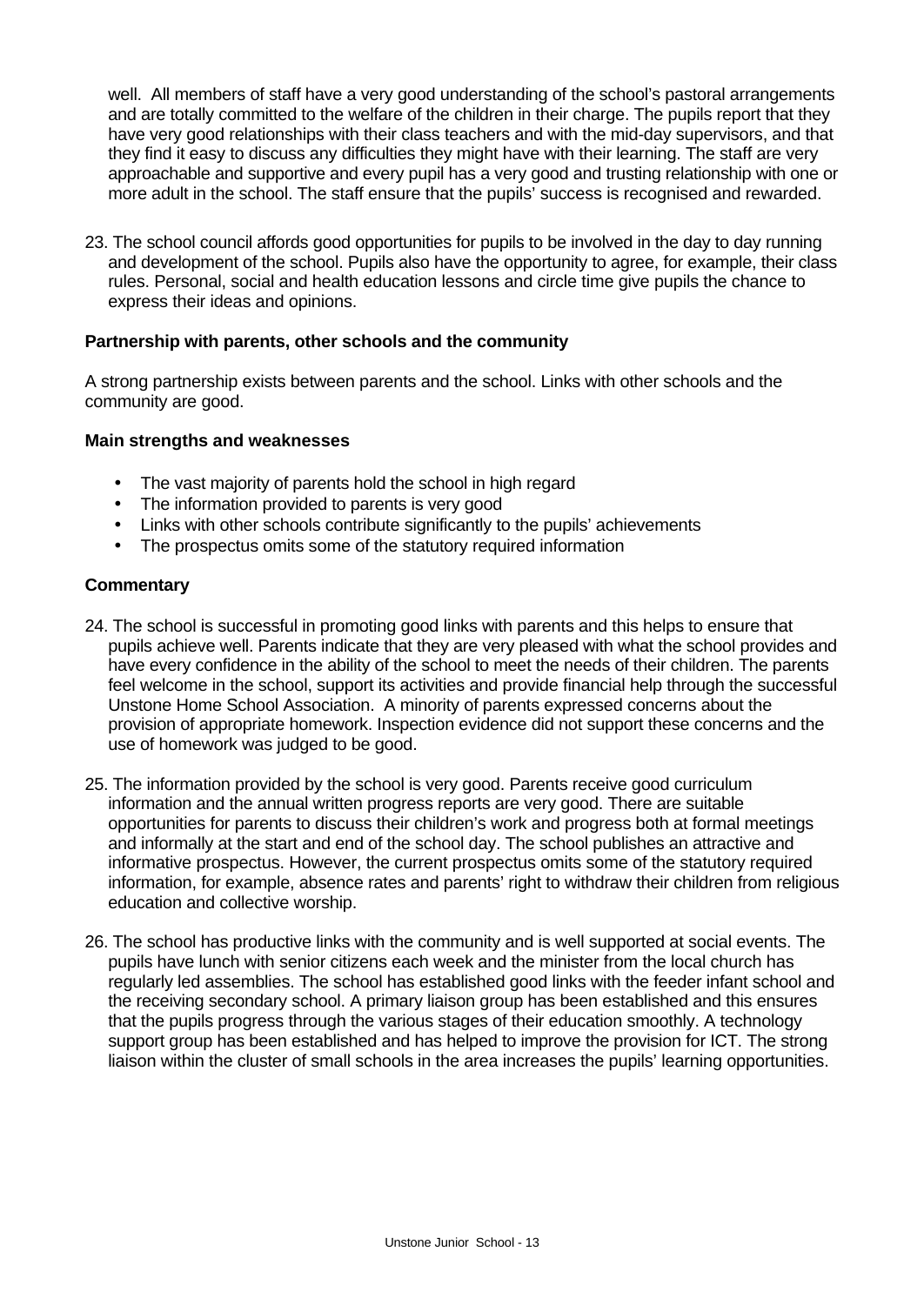well. All members of staff have a very good understanding of the school's pastoral arrangements and are totally committed to the welfare of the children in their charge. The pupils report that they have very good relationships with their class teachers and with the mid-day supervisors, and that they find it easy to discuss any difficulties they might have with their learning. The staff are very approachable and supportive and every pupil has a very good and trusting relationship with one or more adult in the school. The staff ensure that the pupils' success is recognised and rewarded.

23. The school council affords good opportunities for pupils to be involved in the day to day running and development of the school. Pupils also have the opportunity to agree, for example, their class rules. Personal, social and health education lessons and circle time give pupils the chance to express their ideas and opinions.

**Partnership with parents, other schools and the community**

A strong partnership exists between parents and the school. Links with other schools and the community are good.

**Main strengths and weaknesses**

- The vast majority of parents hold the school in high regard
- The information provided to parents is very good
- Links with other schools contribute significantly to the pupils' achievements
- The prospectus omits some of the statutory required information

**Commentary**

24. The school is successful in promoting good links with parents and this helps to ensure that pupils achieve well. Parents indicate that they are very pleased with what the school provides and have every confidence in the ability of the school to meet the needs of their children. The parents feel welcome in the school, support its activities and provide financial help through the successful Unstone Home School Association. A minority of parents expressed concerns about the provision of appropriate homework. Inspection evidence did not support these concerns and the use of homework was judged to be good.

25. The information provided by the school is very good. Parents receive good curriculum information and the annual written progress reports are very good. There are suitable opportunities for parents to discuss their children's work and progress both at formal meetings and informally at the start and end of the school day. The school publishes an attractive and informative prospectus. However, the current prospectus omits some of the statutory required information, for example, absence rates and parents' right to withdraw their children from religious education and collective worship.

26. The school has productive links with the community and is well supported at social events. The pupils have lunch with senior citizens each week and the minister from the local church has regularly led assemblies. The school has established good links with the feeder infant school and the receiving secondary school. A primary liaison group has been established and this ensures that the pupils progress through the various stages of their education smoothly. A technology support group has been established and has helped to improve the provision for ICT. The strong liaison within the cluster of small schools in the area increases the pupils' learning opportunities.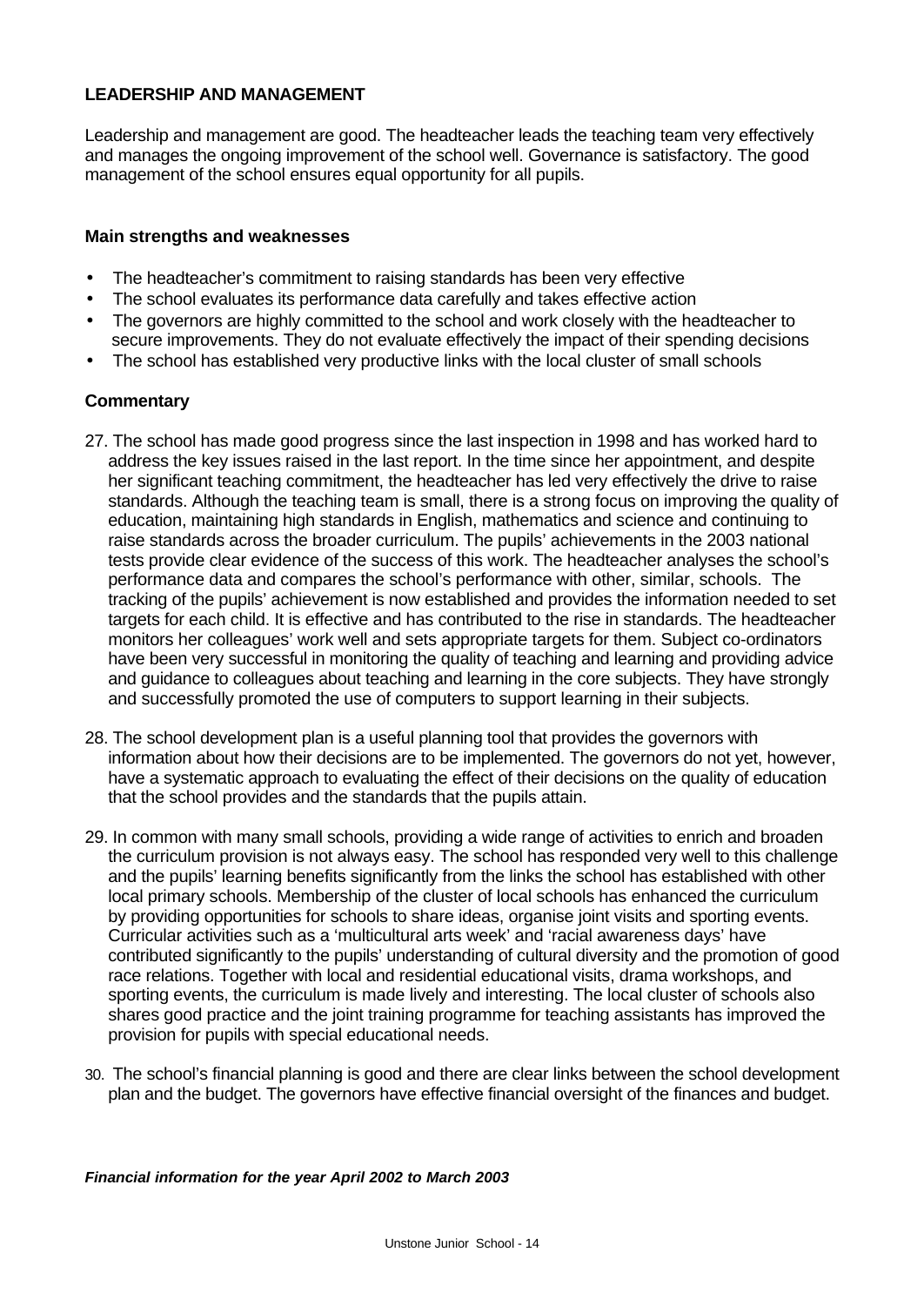## LEADERSHIP AND MANAGEMENT

Leadership and management are good. The headteacher leads the teaching team very effectively and manages the ongoing improvement of the school well. Governance is satisfactory. The good management of the school ensures equal opportunity for all pupils.

### Main strengths and weaknesses

- The headteacher's commitment to raising standards has been very effective
- The school evaluates its performance data carefully and takes effective action
- The governors are highly committed to the school and work closely with the headteacher to secure improvements. They do not evaluate effectively the impact of their spending decisions
- The school has established very productive links with the local cluster of small schools

### Commentary

27. The school has made good progress since the last inspection in 1998 and has worked hard to address the key issues raised in the last report. In the time since her appointment, and despite her significant teaching commitment, the headteacher has led very effectively the drive to raise standards. Although the teaching team is small, there is a strong focus on improving the quality of education, maintaining high standards in English, mathematics and science and continuing to raise standards across the broader curriculum. The pupils' achievements in the 2003 national tests provide clear evidence of the success of this work. The headteacher analyses the school's performance data and compares the school's performance with other, similar, schools. The tracking of the pupils' achievement is now established and provides the information needed to set targets for each child. It is effective and has contributed to the rise in standards. The headteacher monitors her colleagues' work well and sets appropriate targets for them. Subject co-ordinators have been very successful in monitoring the quality of teaching and learning and providing advice and guidance to colleagues about teaching and learning in the core subjects. They have strongly and successfully promoted the use of computers to support learning in their subjects.

28. The school development plan is a useful planning tool that provides the governors with information about how their decisions are to be implemented. The governors do not yet, however, have a systematic approach to evaluating the effect of their decisions on the quality of education that the school provides and the standards that the pupils attain.

29. In common with many small schools, providing a wide range of activities to enrich and broaden the curriculum provision is not always easy. The school has responded very well to this challenge and the pupils' learning benefits significantly from the links the school has established with other local primary schools. Membership of the cluster of local schools has enhanced the curriculum by providing opportunities for schools to share ideas, organise joint visits and sporting events. Curricular activities such as a 'multicultural arts week' and 'racial awareness days' have contributed significantly to the pupils' understanding of cultural diversity and the promotion of good race relations. Together with local and residential educational visits, drama workshops, and sporting events, the curriculum is made lively and interesting. The local cluster of schools also shares good practice and the joint training programme for teaching assistants has improved the provision for pupils with special educational needs.

30. The school's financial planning is good and there are clear links between the school development plan and the budget. The governors have effective financial oversight of the finances and budget.

***Financial information for the year April 2002 to March 2003***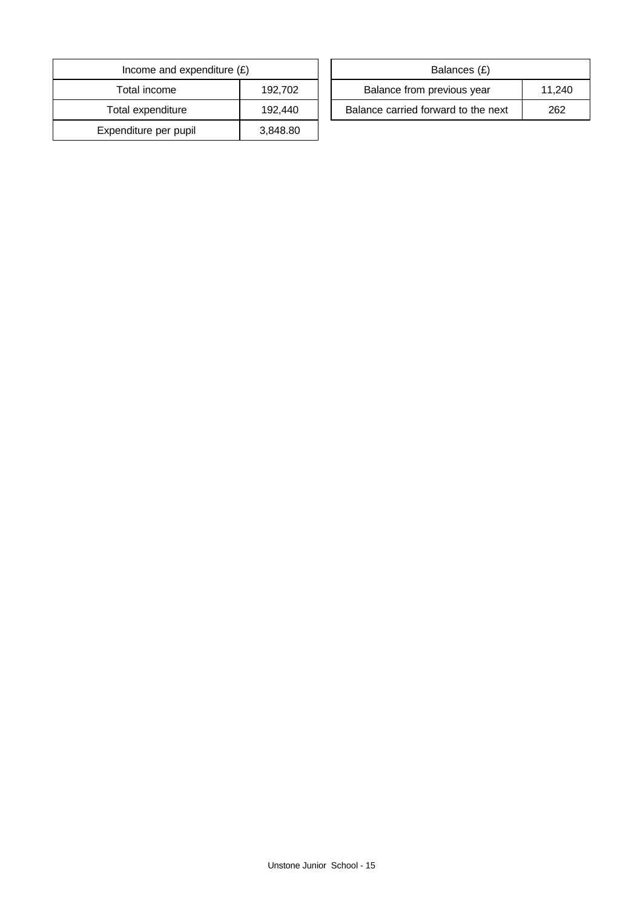| Income and expenditure (£) | |
|---|---|
| Total income | 192,702 |
| Total expenditure | 192,440 |
| Expenditure per pupil | 3,848.80 |

| Balances (£) | |
|---|---|
| Balance from previous year | 11,240 |
| Balance carried forward to the next | 262 |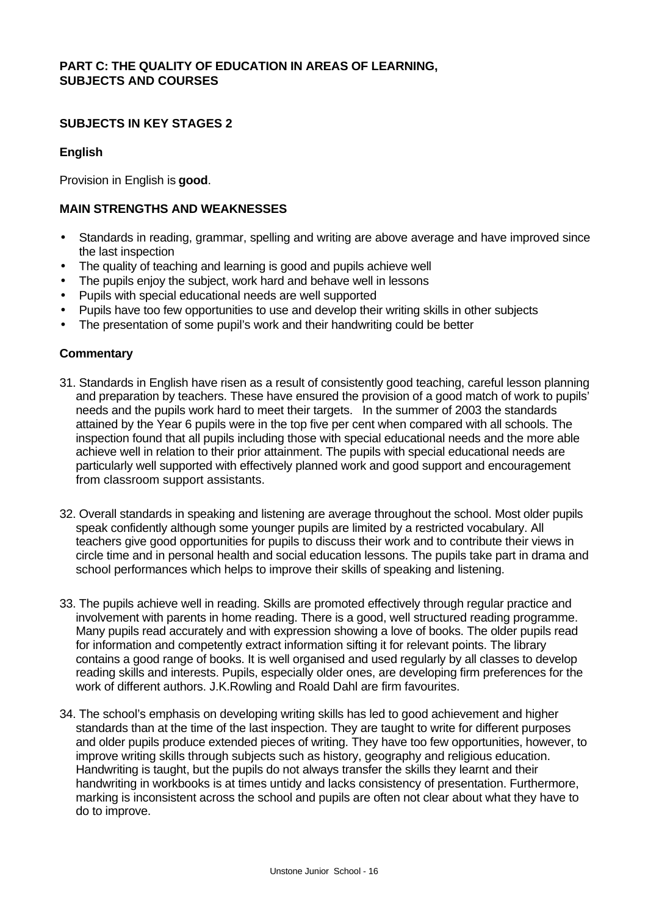**PART C: THE QUALITY OF EDUCATION IN AREAS OF LEARNING, SUBJECTS AND COURSES**

**SUBJECTS IN KEY STAGES 2**

**English**

Provision in English is **good**.

**MAIN STRENGTHS AND WEAKNESSES**

- Standards in reading, grammar, spelling and writing are above average and have improved since the last inspection
- The quality of teaching and learning is good and pupils achieve well
- The pupils enjoy the subject, work hard and behave well in lessons
- Pupils with special educational needs are well supported
- Pupils have too few opportunities to use and develop their writing skills in other subjects
- The presentation of some pupil's work and their handwriting could be better

**Commentary**

31. Standards in English have risen as a result of consistently good teaching, careful lesson planning and preparation by teachers. These have ensured the provision of a good match of work to pupils' needs and the pupils work hard to meet their targets. In the summer of 2003 the standards attained by the Year 6 pupils were in the top five per cent when compared with all schools. The inspection found that all pupils including those with special educational needs and the more able achieve well in relation to their prior attainment. The pupils with special educational needs are particularly well supported with effectively planned work and good support and encouragement from classroom support assistants.

32. Overall standards in speaking and listening are average throughout the school. Most older pupils speak confidently although some younger pupils are limited by a restricted vocabulary. All teachers give good opportunities for pupils to discuss their work and to contribute their views in circle time and in personal health and social education lessons. The pupils take part in drama and school performances which helps to improve their skills of speaking and listening.

33. The pupils achieve well in reading. Skills are promoted effectively through regular practice and involvement with parents in home reading. There is a good, well structured reading programme. Many pupils read accurately and with expression showing a love of books. The older pupils read for information and competently extract information sifting it for relevant points. The library contains a good range of books. It is well organised and used regularly by all classes to develop reading skills and interests. Pupils, especially older ones, are developing firm preferences for the work of different authors. J.K.Rowling and Roald Dahl are firm favourites.

34. The school's emphasis on developing writing skills has led to good achievement and higher standards than at the time of the last inspection. They are taught to write for different purposes and older pupils produce extended pieces of writing. They have too few opportunities, however, to improve writing skills through subjects such as history, geography and religious education. Handwriting is taught, but the pupils do not always transfer the skills they learnt and their handwriting in workbooks is at times untidy and lacks consistency of presentation. Furthermore, marking is inconsistent across the school and pupils are often not clear about what they have to do to improve.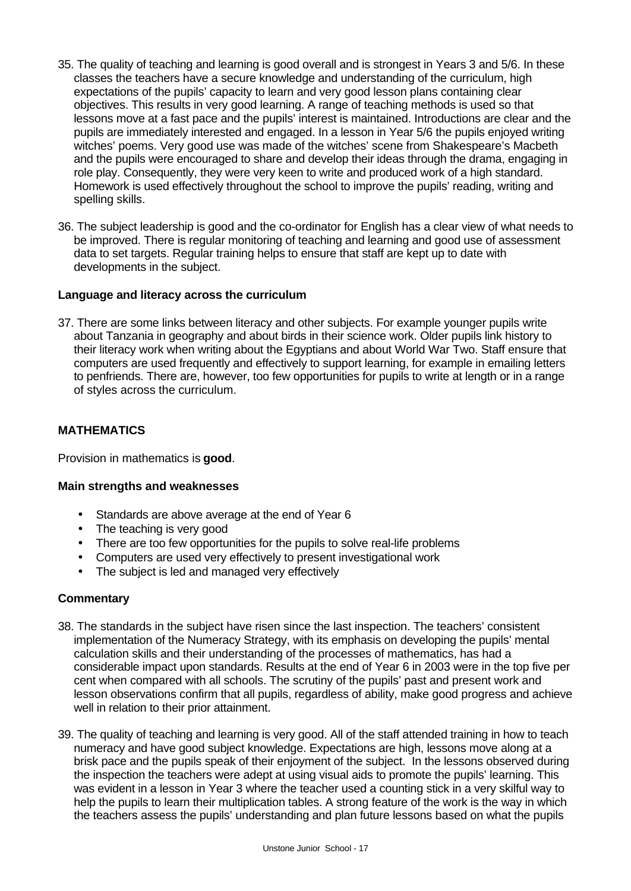35. The quality of teaching and learning is good overall and is strongest in Years 3 and 5/6. In these classes the teachers have a secure knowledge and understanding of the curriculum, high expectations of the pupils' capacity to learn and very good lesson plans containing clear objectives. This results in very good learning. A range of teaching methods is used so that lessons move at a fast pace and the pupils' interest is maintained. Introductions are clear and the pupils are immediately interested and engaged. In a lesson in Year 5/6 the pupils enjoyed writing witches' poems. Very good use was made of the witches' scene from Shakespeare's Macbeth and the pupils were encouraged to share and develop their ideas through the drama, engaging in role play. Consequently, they were very keen to write and produced work of a high standard. Homework is used effectively throughout the school to improve the pupils' reading, writing and spelling skills.

36. The subject leadership is good and the co-ordinator for English has a clear view of what needs to be improved. There is regular monitoring of teaching and learning and good use of assessment data to set targets. Regular training helps to ensure that staff are kept up to date with developments in the subject.

**Language and literacy across the curriculum**

37. There are some links between literacy and other subjects. For example younger pupils write about Tanzania in geography and about birds in their science work. Older pupils link history to their literacy work when writing about the Egyptians and about World War Two. Staff ensure that computers are used frequently and effectively to support learning, for example in emailing letters to penfriends. There are, however, too few opportunities for pupils to write at length or in a range of styles across the curriculum.

## MATHEMATICS

Provision in mathematics is **good**.

**Main strengths and weaknesses**

- Standards are above average at the end of Year 6
- The teaching is very good
- There are too few opportunities for the pupils to solve real-life problems
- Computers are used very effectively to present investigational work
- The subject is led and managed very effectively

**Commentary**

38. The standards in the subject have risen since the last inspection. The teachers' consistent implementation of the Numeracy Strategy, with its emphasis on developing the pupils' mental calculation skills and their understanding of the processes of mathematics, has had a considerable impact upon standards. Results at the end of Year 6 in 2003 were in the top five per cent when compared with all schools. The scrutiny of the pupils' past and present work and lesson observations confirm that all pupils, regardless of ability, make good progress and achieve well in relation to their prior attainment.

39. The quality of teaching and learning is very good. All of the staff attended training in how to teach numeracy and have good subject knowledge. Expectations are high, lessons move along at a brisk pace and the pupils speak of their enjoyment of the subject. In the lessons observed during the inspection the teachers were adept at using visual aids to promote the pupils' learning. This was evident in a lesson in Year 3 where the teacher used a counting stick in a very skilful way to help the pupils to learn their multiplication tables. A strong feature of the work is the way in which the teachers assess the pupils' understanding and plan future lessons based on what the pupils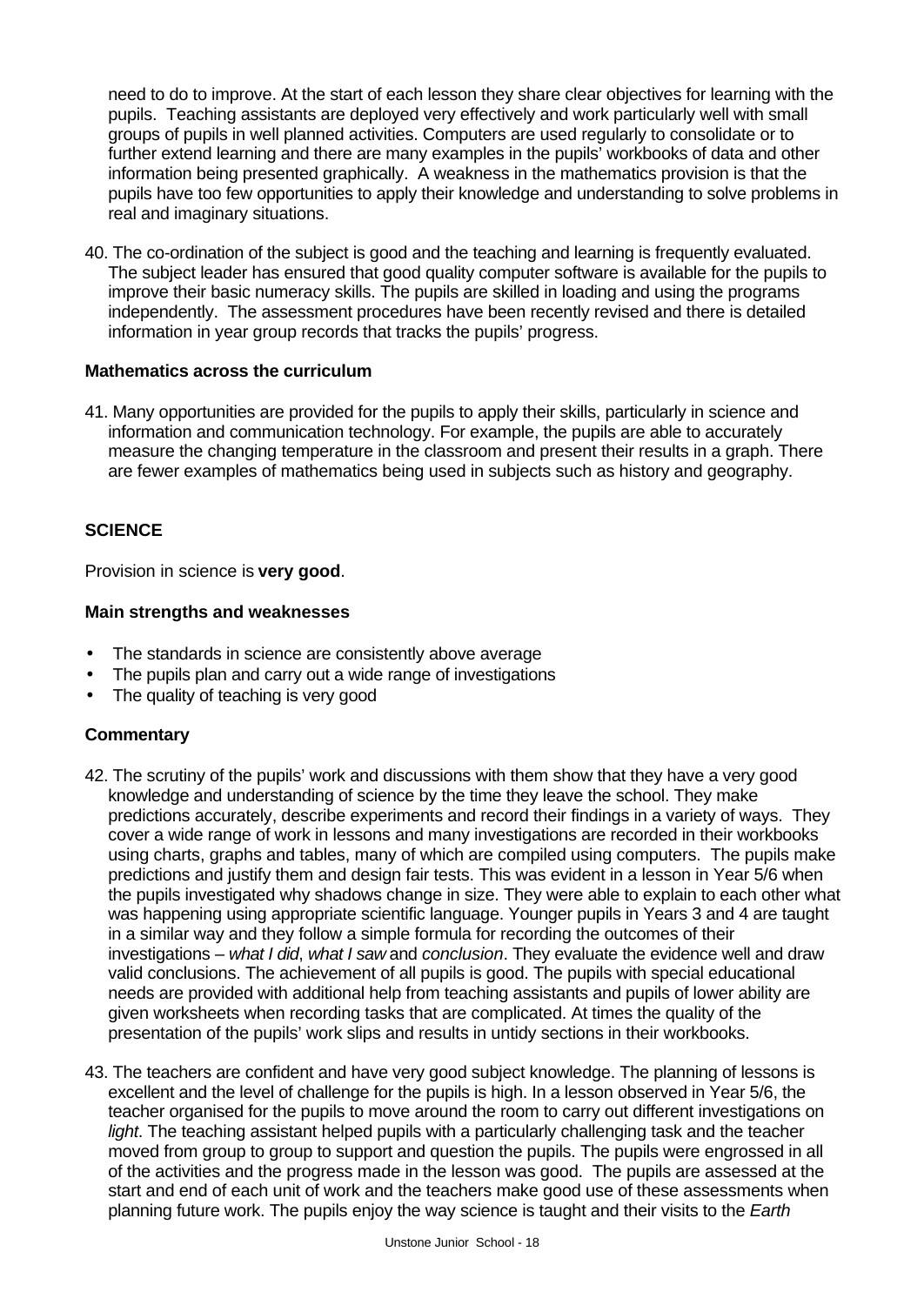need to do to improve. At the start of each lesson they share clear objectives for learning with the pupils. Teaching assistants are deployed very effectively and work particularly well with small groups of pupils in well planned activities. Computers are used regularly to consolidate or to further extend learning and there are many examples in the pupils' workbooks of data and other information being presented graphically. A weakness in the mathematics provision is that the pupils have too few opportunities to apply their knowledge and understanding to solve problems in real and imaginary situations.

40. The co-ordination of the subject is good and the teaching and learning is frequently evaluated. The subject leader has ensured that good quality computer software is available for the pupils to improve their basic numeracy skills. The pupils are skilled in loading and using the programs independently. The assessment procedures have been recently revised and there is detailed information in year group records that tracks the pupils' progress.

**Mathematics across the curriculum**

41. Many opportunities are provided for the pupils to apply their skills, particularly in science and information and communication technology. For example, the pupils are able to accurately measure the changing temperature in the classroom and present their results in a graph. There are fewer examples of mathematics being used in subjects such as history and geography.

**SCIENCE**

Provision in science is **very good**.

**Main strengths and weaknesses**

- The standards in science are consistently above average
- The pupils plan and carry out a wide range of investigations
- The quality of teaching is very good

**Commentary**

42. The scrutiny of the pupils' work and discussions with them show that they have a very good knowledge and understanding of science by the time they leave the school. They make predictions accurately, describe experiments and record their findings in a variety of ways. They cover a wide range of work in lessons and many investigations are recorded in their workbooks using charts, graphs and tables, many of which are compiled using computers. The pupils make predictions and justify them and design fair tests. This was evident in a lesson in Year 5/6 when the pupils investigated why shadows change in size. They were able to explain to each other what was happening using appropriate scientific language. Younger pupils in Years 3 and 4 are taught in a similar way and they follow a simple formula for recording the outcomes of their investigations – *what I did*, *what I saw* and *conclusion*. They evaluate the evidence well and draw valid conclusions. The achievement of all pupils is good. The pupils with special educational needs are provided with additional help from teaching assistants and pupils of lower ability are given worksheets when recording tasks that are complicated. At times the quality of the presentation of the pupils' work slips and results in untidy sections in their workbooks.

43. The teachers are confident and have very good subject knowledge. The planning of lessons is excellent and the level of challenge for the pupils is high. In a lesson observed in Year 5/6, the teacher organised for the pupils to move around the room to carry out different investigations on *light*. The teaching assistant helped pupils with a particularly challenging task and the teacher moved from group to group to support and question the pupils. The pupils were engrossed in all of the activities and the progress made in the lesson was good. The pupils are assessed at the start and end of each unit of work and the teachers make good use of these assessments when planning future work. The pupils enjoy the way science is taught and their visits to the *Earth*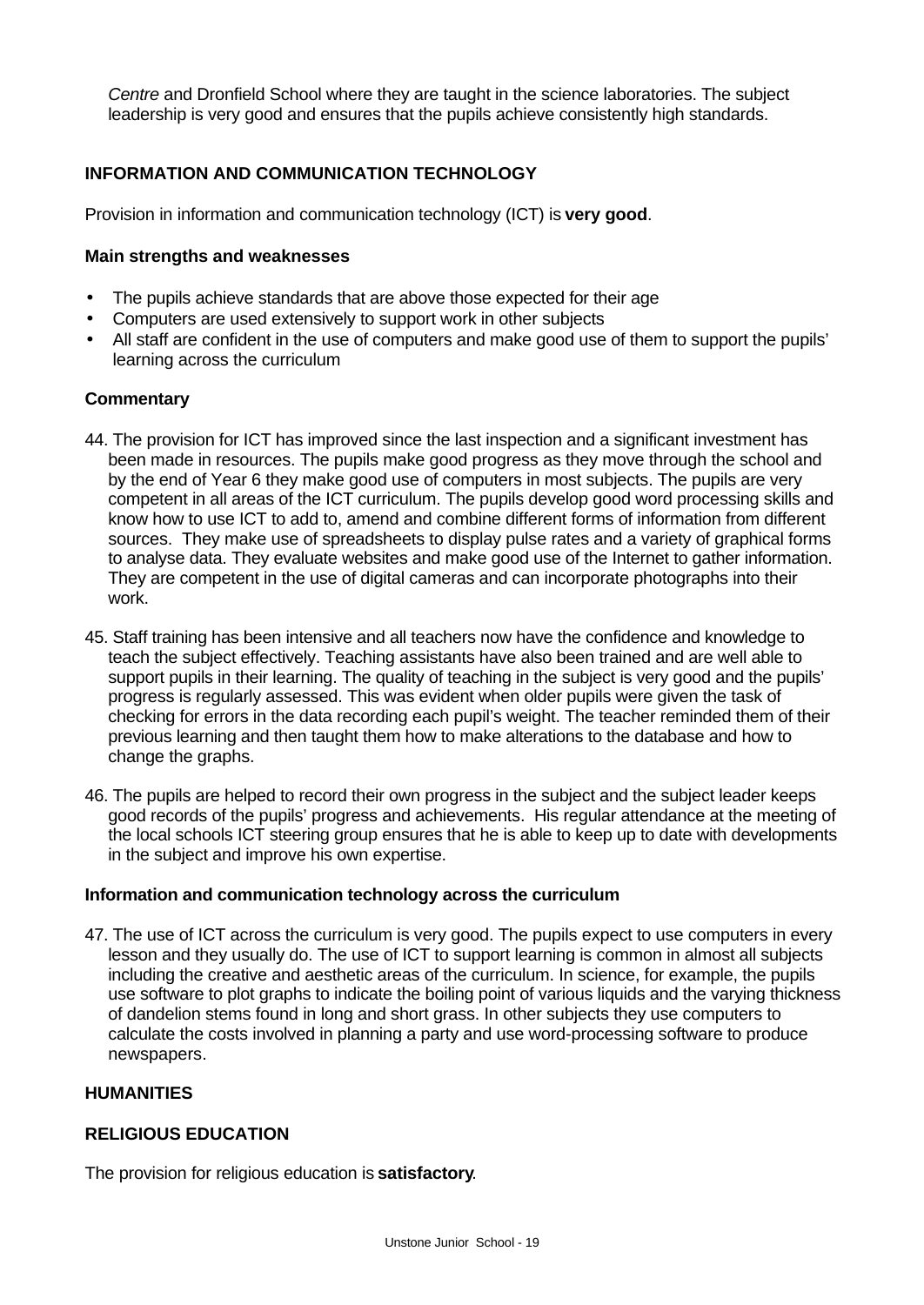*Centre* and Dronfield School where they are taught in the science laboratories. The subject leadership is very good and ensures that the pupils achieve consistently high standards.

## INFORMATION AND COMMUNICATION TECHNOLOGY

Provision in information and communication technology (ICT) is **very good**.

### Main strengths and weaknesses

- The pupils achieve standards that are above those expected for their age
- Computers are used extensively to support work in other subjects
- All staff are confident in the use of computers and make good use of them to support the pupils' learning across the curriculum

### Commentary

44. The provision for ICT has improved since the last inspection and a significant investment has been made in resources. The pupils make good progress as they move through the school and by the end of Year 6 they make good use of computers in most subjects. The pupils are very competent in all areas of the ICT curriculum. The pupils develop good word processing skills and know how to use ICT to add to, amend and combine different forms of information from different sources. They make use of spreadsheets to display pulse rates and a variety of graphical forms to analyse data. They evaluate websites and make good use of the Internet to gather information. They are competent in the use of digital cameras and can incorporate photographs into their work.

45. Staff training has been intensive and all teachers now have the confidence and knowledge to teach the subject effectively. Teaching assistants have also been trained and are well able to support pupils in their learning. The quality of teaching in the subject is very good and the pupils' progress is regularly assessed. This was evident when older pupils were given the task of checking for errors in the data recording each pupil's weight. The teacher reminded them of their previous learning and then taught them how to make alterations to the database and how to change the graphs.

46. The pupils are helped to record their own progress in the subject and the subject leader keeps good records of the pupils' progress and achievements. His regular attendance at the meeting of the local schools ICT steering group ensures that he is able to keep up to date with developments in the subject and improve his own expertise.

### Information and communication technology across the curriculum

47. The use of ICT across the curriculum is very good. The pupils expect to use computers in every lesson and they usually do. The use of ICT to support learning is common in almost all subjects including the creative and aesthetic areas of the curriculum. In science, for example, the pupils use software to plot graphs to indicate the boiling point of various liquids and the varying thickness of dandelion stems found in long and short grass. In other subjects they use computers to calculate the costs involved in planning a party and use word-processing software to produce newspapers.

## HUMANITIES

## RELIGIOUS EDUCATION

The provision for religious education is **satisfactory**.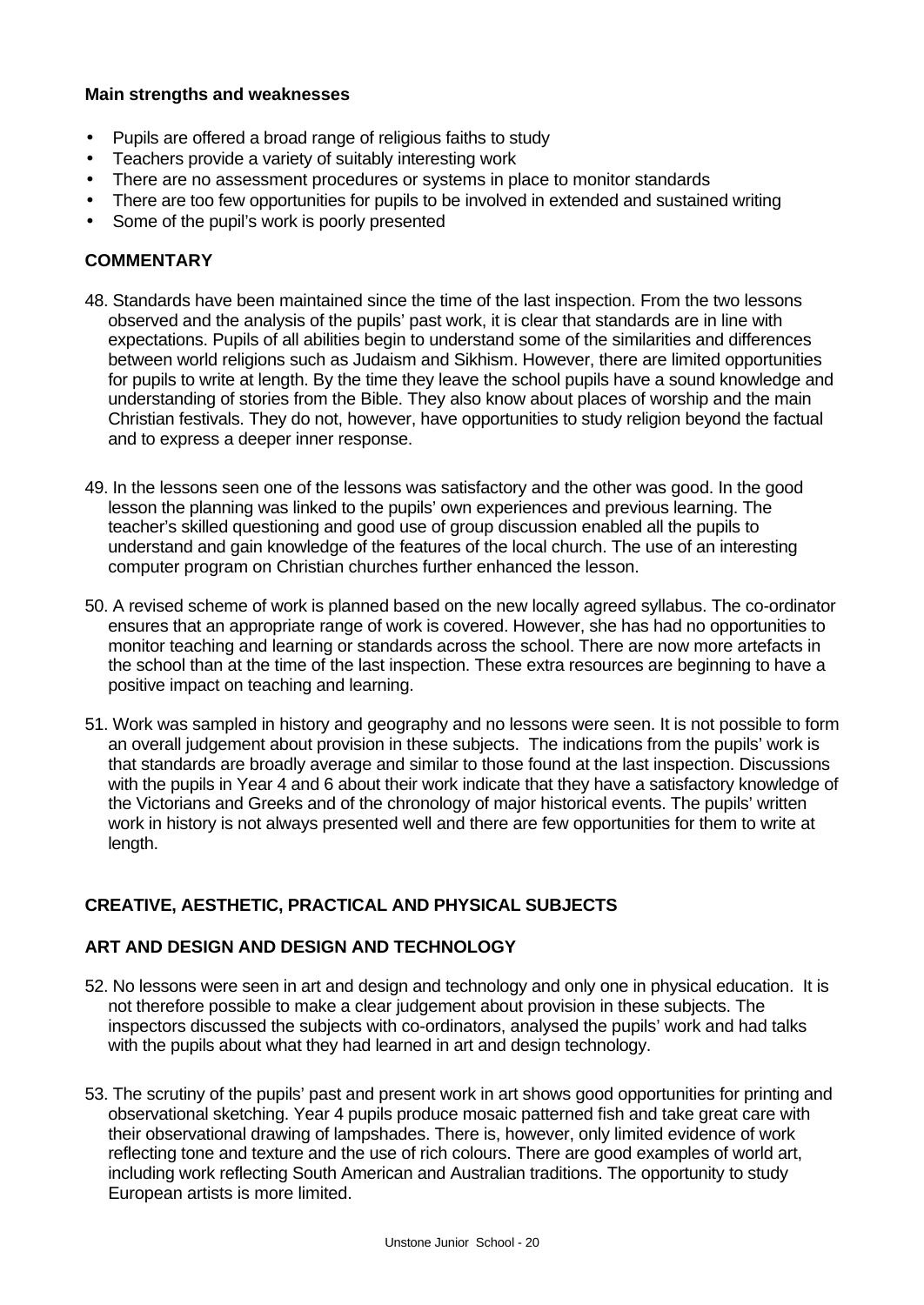**Main strengths and weaknesses**

- Pupils are offered a broad range of religious faiths to study
- Teachers provide a variety of suitably interesting work
- There are no assessment procedures or systems in place to monitor standards
- There are too few opportunities for pupils to be involved in extended and sustained writing
- Some of the pupil's work is poorly presented

**COMMENTARY**

48. Standards have been maintained since the time of the last inspection. From the two lessons observed and the analysis of the pupils' past work, it is clear that standards are in line with expectations. Pupils of all abilities begin to understand some of the similarities and differences between world religions such as Judaism and Sikhism. However, there are limited opportunities for pupils to write at length. By the time they leave the school pupils have a sound knowledge and understanding of stories from the Bible. They also know about places of worship and the main Christian festivals. They do not, however, have opportunities to study religion beyond the factual and to express a deeper inner response.

49. In the lessons seen one of the lessons was satisfactory and the other was good. In the good lesson the planning was linked to the pupils' own experiences and previous learning. The teacher's skilled questioning and good use of group discussion enabled all the pupils to understand and gain knowledge of the features of the local church. The use of an interesting computer program on Christian churches further enhanced the lesson.

50. A revised scheme of work is planned based on the new locally agreed syllabus. The co-ordinator ensures that an appropriate range of work is covered. However, she has had no opportunities to monitor teaching and learning or standards across the school. There are now more artefacts in the school than at the time of the last inspection. These extra resources are beginning to have a positive impact on teaching and learning.

51. Work was sampled in history and geography and no lessons were seen. It is not possible to form an overall judgement about provision in these subjects. The indications from the pupils' work is that standards are broadly average and similar to those found at the last inspection. Discussions with the pupils in Year 4 and 6 about their work indicate that they have a satisfactory knowledge of the Victorians and Greeks and of the chronology of major historical events. The pupils' written work in history is not always presented well and there are few opportunities for them to write at length.

## CREATIVE, AESTHETIC, PRACTICAL AND PHYSICAL SUBJECTS

### ART AND DESIGN AND DESIGN AND TECHNOLOGY

52. No lessons were seen in art and design and technology and only one in physical education. It is not therefore possible to make a clear judgement about provision in these subjects. The inspectors discussed the subjects with co-ordinators, analysed the pupils' work and had talks with the pupils about what they had learned in art and design technology.

53. The scrutiny of the pupils' past and present work in art shows good opportunities for printing and observational sketching. Year 4 pupils produce mosaic patterned fish and take great care with their observational drawing of lampshades. There is, however, only limited evidence of work reflecting tone and texture and the use of rich colours. There are good examples of world art, including work reflecting South American and Australian traditions. The opportunity to study European artists is more limited.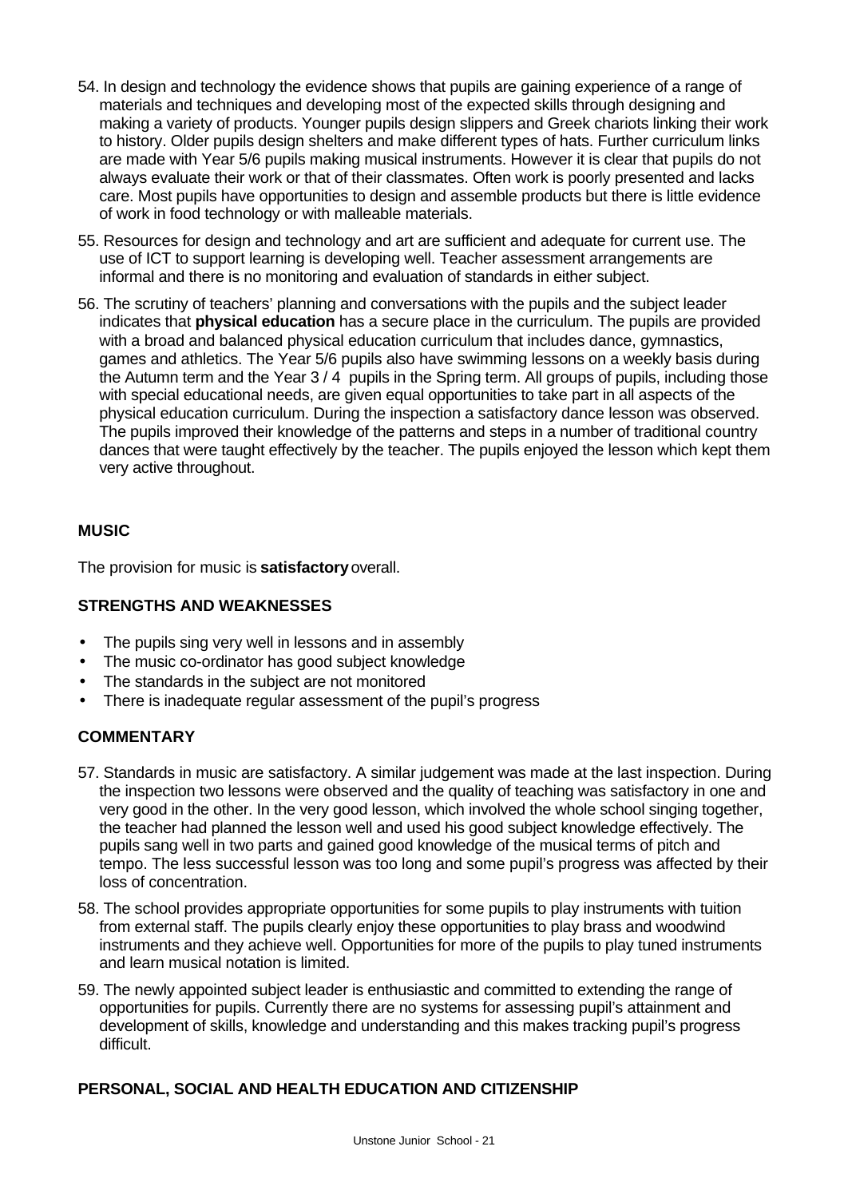54. In design and technology the evidence shows that pupils are gaining experience of a range of materials and techniques and developing most of the expected skills through designing and making a variety of products. Younger pupils design slippers and Greek chariots linking their work to history. Older pupils design shelters and make different types of hats. Further curriculum links are made with Year 5/6 pupils making musical instruments. However it is clear that pupils do not always evaluate their work or that of their classmates. Often work is poorly presented and lacks care. Most pupils have opportunities to design and assemble products but there is little evidence of work in food technology or with malleable materials.

55. Resources for design and technology and art are sufficient and adequate for current use. The use of ICT to support learning is developing well. Teacher assessment arrangements are informal and there is no monitoring and evaluation of standards in either subject.

56. The scrutiny of teachers' planning and conversations with the pupils and the subject leader indicates that **physical education** has a secure place in the curriculum. The pupils are provided with a broad and balanced physical education curriculum that includes dance, gymnastics, games and athletics. The Year 5/6 pupils also have swimming lessons on a weekly basis during the Autumn term and the Year 3 / 4 pupils in the Spring term. All groups of pupils, including those with special educational needs, are given equal opportunities to take part in all aspects of the physical education curriculum. During the inspection a satisfactory dance lesson was observed. The pupils improved their knowledge of the patterns and steps in a number of traditional country dances that were taught effectively by the teacher. The pupils enjoyed the lesson which kept them very active throughout.

## MUSIC

The provision for music is **satisfactory** overall.

### STRENGTHS AND WEAKNESSES

- The pupils sing very well in lessons and in assembly
- The music co-ordinator has good subject knowledge
- The standards in the subject are not monitored
- There is inadequate regular assessment of the pupil's progress

### COMMENTARY

57. Standards in music are satisfactory. A similar judgement was made at the last inspection. During the inspection two lessons were observed and the quality of teaching was satisfactory in one and very good in the other. In the very good lesson, which involved the whole school singing together, the teacher had planned the lesson well and used his good subject knowledge effectively. The pupils sang well in two parts and gained good knowledge of the musical terms of pitch and tempo. The less successful lesson was too long and some pupil's progress was affected by their loss of concentration.

58. The school provides appropriate opportunities for some pupils to play instruments with tuition from external staff. The pupils clearly enjoy these opportunities to play brass and woodwind instruments and they achieve well. Opportunities for more of the pupils to play tuned instruments and learn musical notation is limited.

59. The newly appointed subject leader is enthusiastic and committed to extending the range of opportunities for pupils. Currently there are no systems for assessing pupil's attainment and development of skills, knowledge and understanding and this makes tracking pupil's progress difficult.

## PERSONAL, SOCIAL AND HEALTH EDUCATION AND CITIZENSHIP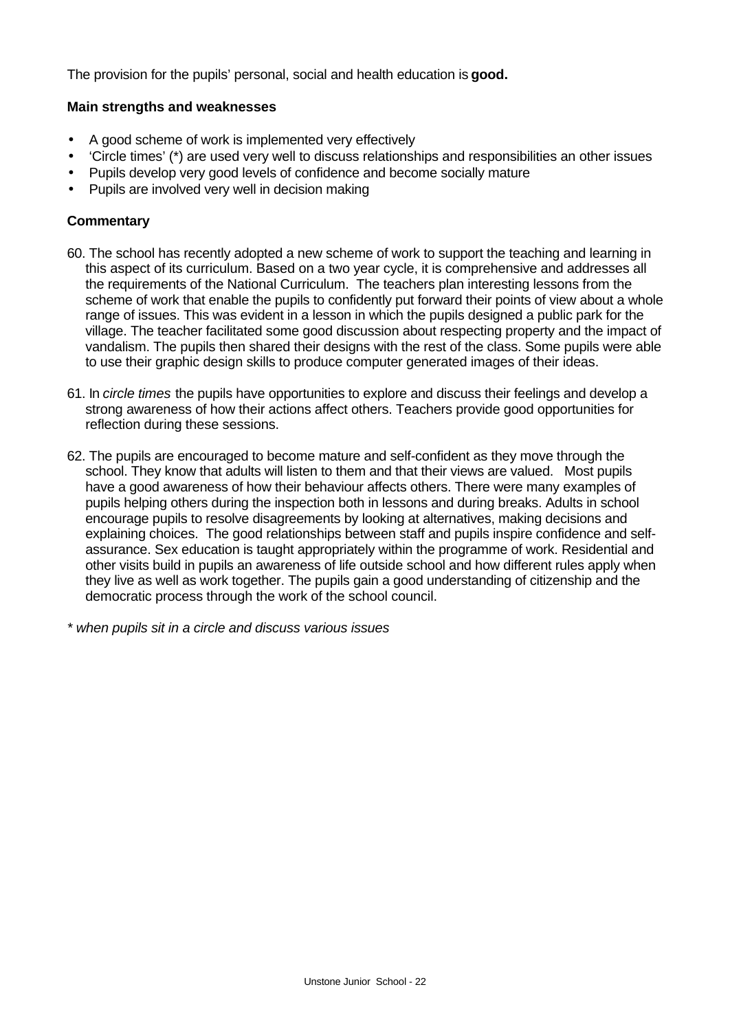The provision for the pupils' personal, social and health education is **good.**

**Main strengths and weaknesses**

- A good scheme of work is implemented very effectively
- 'Circle times' (*) are used very well to discuss relationships and responsibilities an other issues
- Pupils develop very good levels of confidence and become socially mature
- Pupils are involved very well in decision making

**Commentary**

60. The school has recently adopted a new scheme of work to support the teaching and learning in this aspect of its curriculum. Based on a two year cycle, it is comprehensive and addresses all the requirements of the National Curriculum. The teachers plan interesting lessons from the scheme of work that enable the pupils to confidently put forward their points of view about a whole range of issues. This was evident in a lesson in which the pupils designed a public park for the village. The teacher facilitated some good discussion about respecting property and the impact of vandalism. The pupils then shared their designs with the rest of the class. Some pupils were able to use their graphic design skills to produce computer generated images of their ideas.

61. In *circle times* the pupils have opportunities to explore and discuss their feelings and develop a strong awareness of how their actions affect others. Teachers provide good opportunities for reflection during these sessions.

62. The pupils are encouraged to become mature and self-confident as they move through the school. They know that adults will listen to them and that their views are valued. Most pupils have a good awareness of how their behaviour affects others. There were many examples of pupils helping others during the inspection both in lessons and during breaks. Adults in school encourage pupils to resolve disagreements by looking at alternatives, making decisions and explaining choices. The good relationships between staff and pupils inspire confidence and self-assurance. Sex education is taught appropriately within the programme of work. Residential and other visits build in pupils an awareness of life outside school and how different rules apply when they live as well as work together. The pupils gain a good understanding of citizenship and the democratic process through the work of the school council.

*\* when pupils sit in a circle and discuss various issues*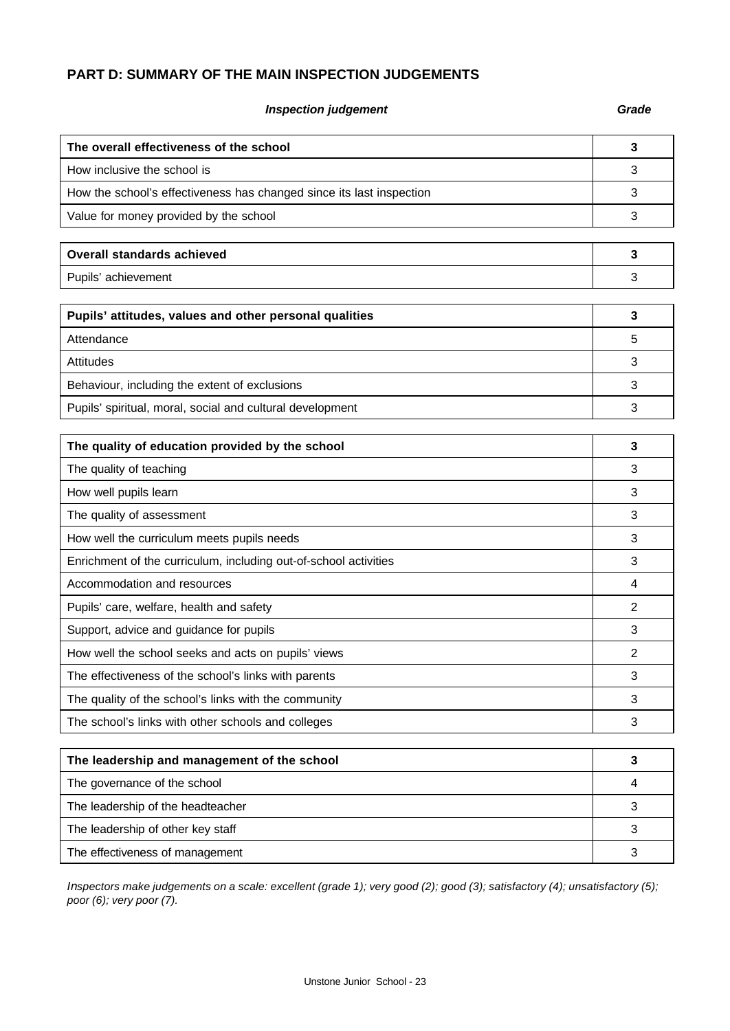## PART D: SUMMARY OF THE MAIN INSPECTION JUDGEMENTS

| *Inspection judgement* | *Grade* |
|---|---|
| **The overall effectiveness of the school** | **3** |
| How inclusive the school is | 3 |
| How the school's effectiveness has changed since its last inspection | 3 |
| Value for money provided by the school | 3 |

| | |
|---|---|
| **Overall standards achieved** | **3** |
| Pupils' achievement | 3 |

| | |
|---|---|
| **Pupils' attitudes, values and other personal qualities** | **3** |
| Attendance | 5 |
| Attitudes | 3 |
| Behaviour, including the extent of exclusions | 3 |
| Pupils' spiritual, moral, social and cultural development | 3 |

| | |
|---|---|
| **The quality of education provided by the school** | **3** |
| The quality of teaching | 3 |
| How well pupils learn | 3 |
| The quality of assessment | 3 |
| How well the curriculum meets pupils needs | 3 |
| Enrichment of the curriculum, including out-of-school activities | 3 |
| Accommodation and resources | 4 |
| Pupils' care, welfare, health and safety | 2 |
| Support, advice and guidance for pupils | 3 |
| How well the school seeks and acts on pupils' views | 2 |
| The effectiveness of the school's links with parents | 3 |
| The quality of the school's links with the community | 3 |
| The school's links with other schools and colleges | 3 |

| | |
|---|---|
| **The leadership and management of the school** | **3** |
| The governance of the school | 4 |
| The leadership of the headteacher | 3 |
| The leadership of other key staff | 3 |
| The effectiveness of management | 3 |

*Inspectors make judgements on a scale: excellent (grade 1); very good (2); good (3); satisfactory (4); unsatisfactory (5); poor (6); very poor (7).*